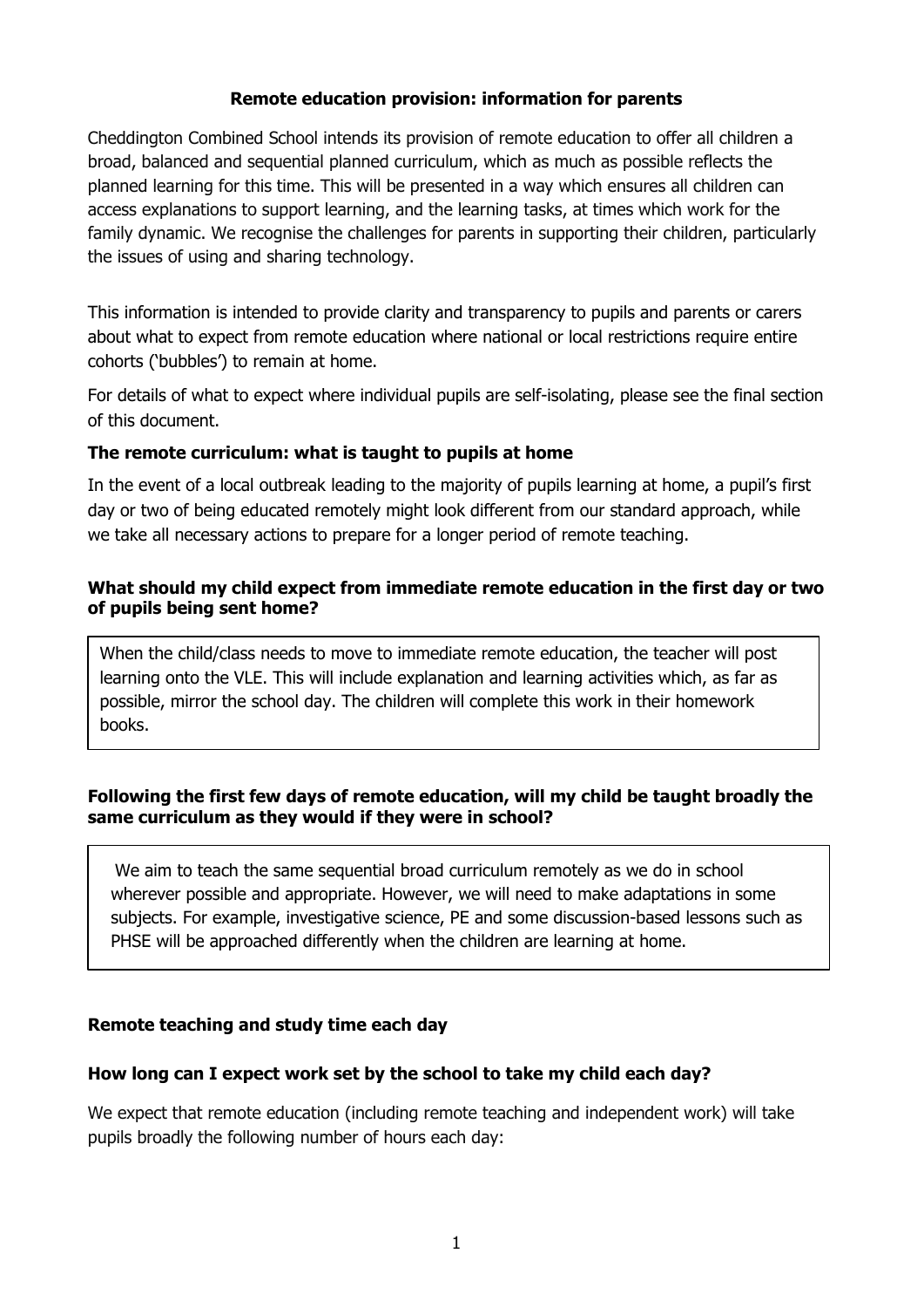# Remote education provision: information for parents

Cheddington Combined School intends its provision of remote education to offer all children a broad, balanced and sequential planned curriculum, which as much as possible reflects the planned learning for this time. This will be presented in a way which ensures all children can access explanations to support learning, and the learning tasks, at times which work for the family dynamic. We recognise the challenges for parents in supporting their children, particularly the issues of using and sharing technology.

This information is intended to provide clarity and transparency to pupils and parents or carers about what to expect from remote education where national or local restrictions require entire cohorts ('bubbles') to remain at home.

For details of what to expect where individual pupils are self-isolating, please see the final section of this document.

## The remote curriculum: what is taught to pupils at home

In the event of a local outbreak leading to the majority of pupils learning at home, a pupil's first day or two of being educated remotely might look different from our standard approach, while we take all necessary actions to prepare for a longer period of remote teaching.

### What should my child expect from immediate remote education in the first day or two of pupils being sent home?

When the child/class needs to move to immediate remote education, the teacher will post learning onto the VLE. This will include explanation and learning activities which, as far as possible, mirror the school day. The children will complete this work in their homework books.

### Following the first few days of remote education, will my child be taught broadly the same curriculum as they would if they were in school?

We aim to teach the same sequential broad curriculum remotely as we do in school wherever possible and appropriate. However, we will need to make adaptations in some subjects. For example, investigative science, PE and some discussion-based lessons such as PHSE will be approached differently when the children are learning at home.

## Remote teaching and study time each day

### How long can I expect work set by the school to take my child each day?

We expect that remote education (including remote teaching and independent work) will take pupils broadly the following number of hours each day: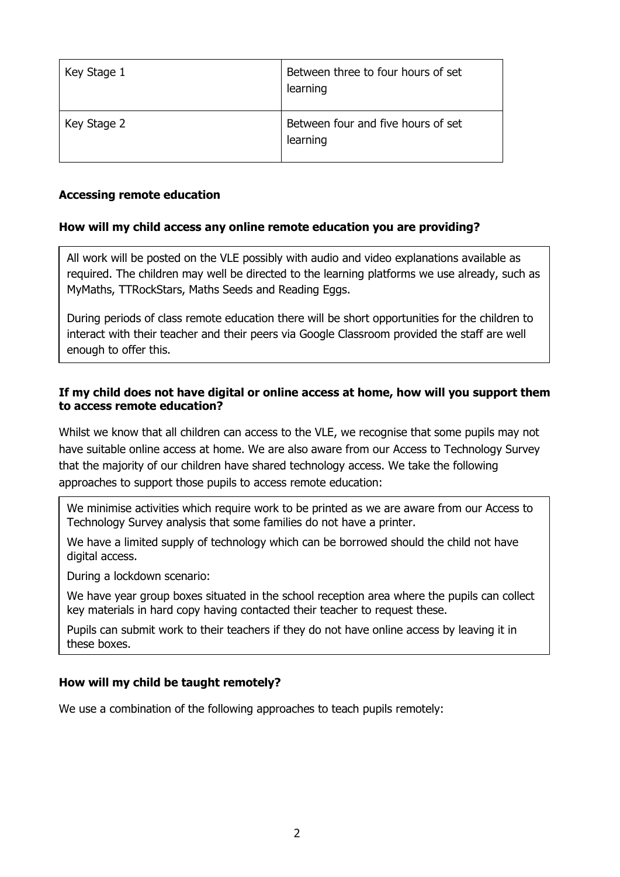| | |
|---|---|
| Key Stage 1 | Between three to four hours of set learning |
| Key Stage 2 | Between four and five hours of set learning |

### Accessing remote education

**How will my child access any online remote education you are providing?**

All work will be posted on the VLE possibly with audio and video explanations available as required. The children may well be directed to the learning platforms we use already, such as MyMaths, TTRockStars, Maths Seeds and Reading Eggs.

During periods of class remote education there will be short opportunities for the children to interact with their teacher and their peers via Google Classroom provided the staff are well enough to offer this.

**If my child does not have digital or online access at home, how will you support them to access remote education?**

Whilst we know that all children can access to the VLE, we recognise that some pupils may not have suitable online access at home. We are also aware from our Access to Technology Survey that the majority of our children have shared technology access. We take the following approaches to support those pupils to access remote education:

We minimise activities which require work to be printed as we are aware from our Access to Technology Survey analysis that some families do not have a printer.

We have a limited supply of technology which can be borrowed should the child not have digital access.

During a lockdown scenario:

We have year group boxes situated in the school reception area where the pupils can collect key materials in hard copy having contacted their teacher to request these.

Pupils can submit work to their teachers if they do not have online access by leaving it in these boxes.

**How will my child be taught remotely?**

We use a combination of the following approaches to teach pupils remotely: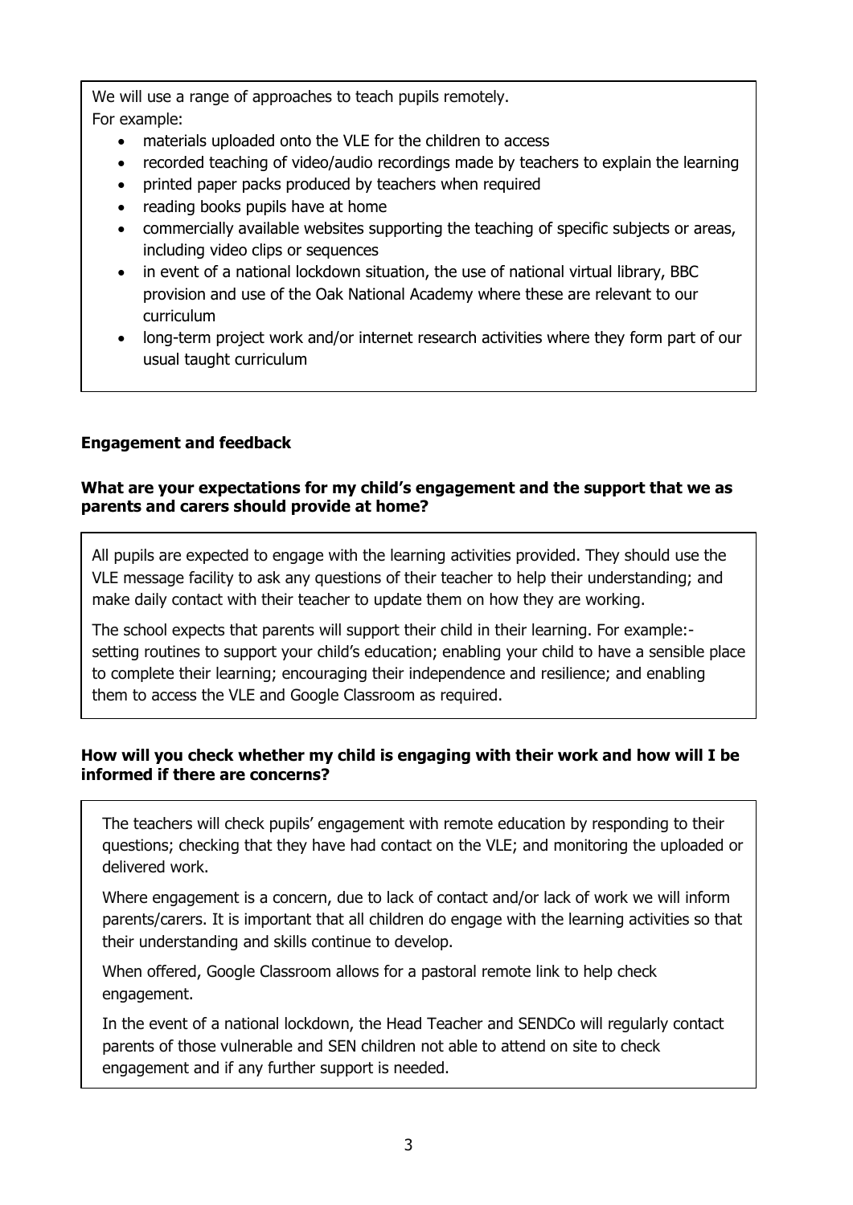We will use a range of approaches to teach pupils remotely.
For example:

- materials uploaded onto the VLE for the children to access
- recorded teaching of video/audio recordings made by teachers to explain the learning
- printed paper packs produced by teachers when required
- reading books pupils have at home
- commercially available websites supporting the teaching of specific subjects or areas, including video clips or sequences
- in event of a national lockdown situation, the use of national virtual library, BBC provision and use of the Oak National Academy where these are relevant to our curriculum
- long-term project work and/or internet research activities where they form part of our usual taught curriculum

## Engagement and feedback

### What are your expectations for my child's engagement and the support that we as parents and carers should provide at home?

All pupils are expected to engage with the learning activities provided. They should use the VLE message facility to ask any questions of their teacher to help their understanding; and make daily contact with their teacher to update them on how they are working.

The school expects that parents will support their child in their learning. For example:- setting routines to support your child's education; enabling your child to have a sensible place to complete their learning; encouraging their independence and resilience; and enabling them to access the VLE and Google Classroom as required.

### How will you check whether my child is engaging with their work and how will I be informed if there are concerns?

The teachers will check pupils' engagement with remote education by responding to their questions; checking that they have had contact on the VLE; and monitoring the uploaded or delivered work.

Where engagement is a concern, due to lack of contact and/or lack of work we will inform parents/carers. It is important that all children do engage with the learning activities so that their understanding and skills continue to develop.

When offered, Google Classroom allows for a pastoral remote link to help check engagement.

In the event of a national lockdown, the Head Teacher and SENDCo will regularly contact parents of those vulnerable and SEN children not able to attend on site to check engagement and if any further support is needed.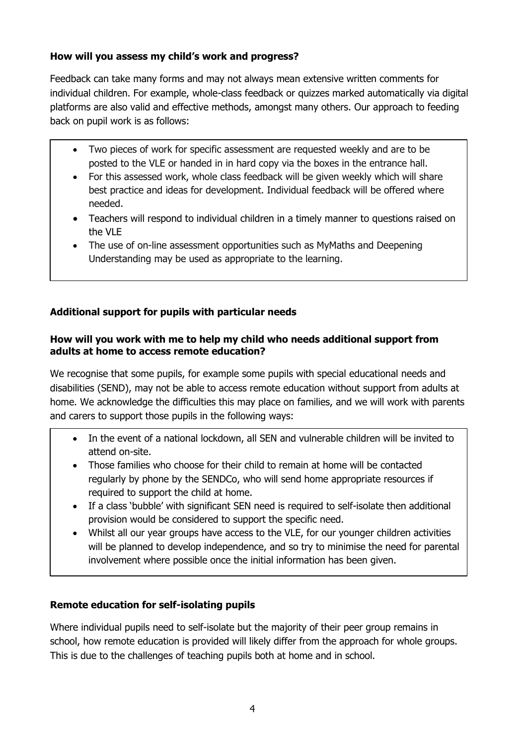### How will you assess my child's work and progress?

Feedback can take many forms and may not always mean extensive written comments for individual children. For example, whole-class feedback or quizzes marked automatically via digital platforms are also valid and effective methods, amongst many others. Our approach to feeding back on pupil work is as follows:

- Two pieces of work for specific assessment are requested weekly and are to be posted to the VLE or handed in in hard copy via the boxes in the entrance hall.
- For this assessed work, whole class feedback will be given weekly which will share best practice and ideas for development. Individual feedback will be offered where needed.
- Teachers will respond to individual children in a timely manner to questions raised on the VLE
- The use of on-line assessment opportunities such as MyMaths and Deepening Understanding may be used as appropriate to the learning.

## Additional support for pupils with particular needs

### How will you work with me to help my child who needs additional support from adults at home to access remote education?

We recognise that some pupils, for example some pupils with special educational needs and disabilities (SEND), may not be able to access remote education without support from adults at home. We acknowledge the difficulties this may place on families, and we will work with parents and carers to support those pupils in the following ways:

- In the event of a national lockdown, all SEN and vulnerable children will be invited to attend on-site.
- Those families who choose for their child to remain at home will be contacted regularly by phone by the SENDCo, who will send home appropriate resources if required to support the child at home.
- If a class 'bubble' with significant SEN need is required to self-isolate then additional provision would be considered to support the specific need.
- Whilst all our year groups have access to the VLE, for our younger children activities will be planned to develop independence, and so try to minimise the need for parental involvement where possible once the initial information has been given.

## Remote education for self-isolating pupils

Where individual pupils need to self-isolate but the majority of their peer group remains in school, how remote education is provided will likely differ from the approach for whole groups. This is due to the challenges of teaching pupils both at home and in school.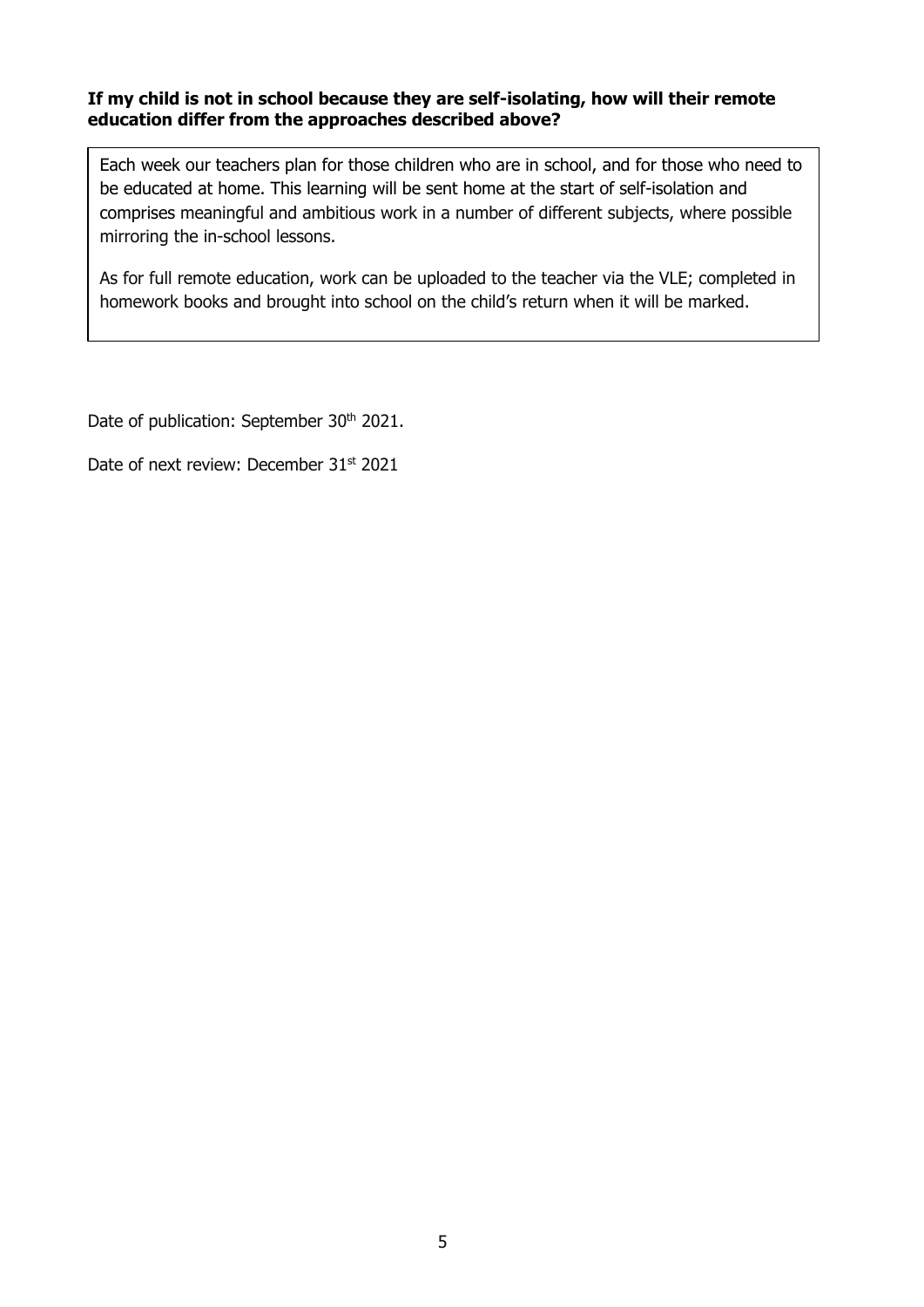**If my child is not in school because they are self-isolating, how will their remote education differ from the approaches described above?**

Each week our teachers plan for those children who are in school, and for those who need to be educated at home. This learning will be sent home at the start of self-isolation and comprises meaningful and ambitious work in a number of different subjects, where possible mirroring the in-school lessons.

As for full remote education, work can be uploaded to the teacher via the VLE; completed in homework books and brought into school on the child's return when it will be marked.

Date of publication: September 30th 2021.

Date of next review: December 31st 2021